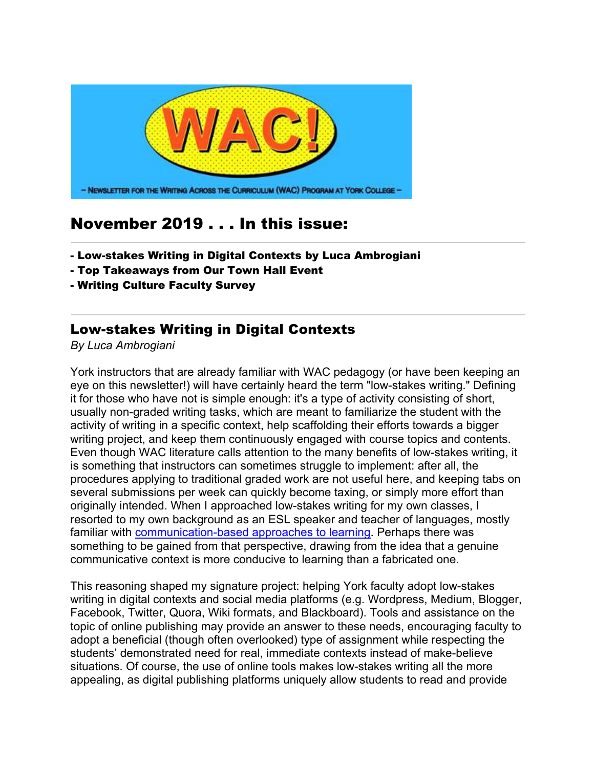# November 2019 . . . In this issue:

**- Low-stakes Writing in Digital Contexts by Luca Ambrogiani**
**- Top Takeaways from Our Town Hall Event**
**- Writing Culture Faculty Survey**

---

## Low-stakes Writing in Digital Contexts

*By Luca Ambrogiani*

York instructors that are already familiar with WAC pedagogy (or have been keeping an eye on this newsletter!) will have certainly heard the term "low-stakes writing." Defining it for those who have not is simple enough: it's a type of activity consisting of short, usually non-graded writing tasks, which are meant to familiarize the student with the activity of writing in a specific context, help scaffolding their efforts towards a bigger writing project, and keep them continuously engaged with course topics and contents. Even though WAC literature calls attention to the many benefits of low-stakes writing, it is something that instructors can sometimes struggle to implement: after all, the procedures applying to traditional graded work are not useful here, and keeping tabs on several submissions per week can quickly become taxing, or simply more effort than originally intended. When I approached low-stakes writing for my own classes, I resorted to my own background as an ESL speaker and teacher of languages, mostly familiar with communication-based approaches to learning. Perhaps there was something to be gained from that perspective, drawing from the idea that a genuine communicative context is more conducive to learning than a fabricated one.

This reasoning shaped my signature project: helping York faculty adopt low-stakes writing in digital contexts and social media platforms (e.g. Wordpress, Medium, Blogger, Facebook, Twitter, Quora, Wiki formats, and Blackboard). Tools and assistance on the topic of online publishing may provide an answer to these needs, encouraging faculty to adopt a beneficial (though often overlooked) type of assignment while respecting the students' demonstrated need for real, immediate contexts instead of make-believe situations. Of course, the use of online tools makes low-stakes writing all the more appealing, as digital publishing platforms uniquely allow students to read and provide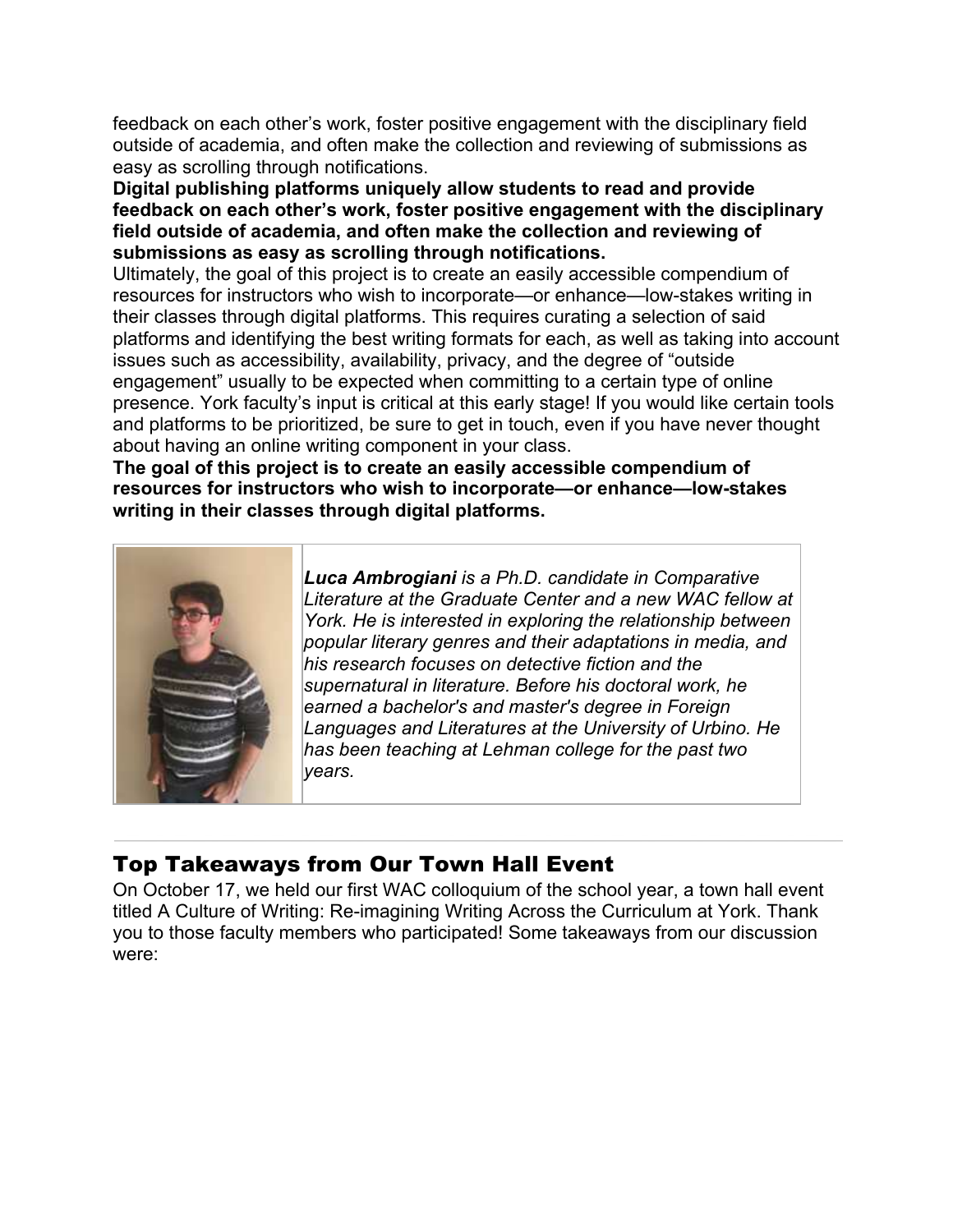feedback on each other's work, foster positive engagement with the disciplinary field outside of academia, and often make the collection and reviewing of submissions as easy as scrolling through notifications.

**Digital publishing platforms uniquely allow students to read and provide feedback on each other's work, foster positive engagement with the disciplinary field outside of academia, and often make the collection and reviewing of submissions as easy as scrolling through notifications.**

Ultimately, the goal of this project is to create an easily accessible compendium of resources for instructors who wish to incorporate—or enhance—low-stakes writing in their classes through digital platforms. This requires curating a selection of said platforms and identifying the best writing formats for each, as well as taking into account issues such as accessibility, availability, privacy, and the degree of "outside engagement" usually to be expected when committing to a certain type of online presence. York faculty's input is critical at this early stage! If you would like certain tools and platforms to be prioritized, be sure to get in touch, even if you have never thought about having an online writing component in your class.

**The goal of this project is to create an easily accessible compendium of resources for instructors who wish to incorporate—or enhance—low-stakes writing in their classes through digital platforms.**

***Luca Ambrogiani*** *is a Ph.D. candidate in Comparative Literature at the Graduate Center and a new WAC fellow at York. He is interested in exploring the relationship between popular literary genres and their adaptations in media, and his research focuses on detective fiction and the supernatural in literature. Before his doctoral work, he earned a bachelor's and master's degree in Foreign Languages and Literatures at the University of Urbino. He has been teaching at Lehman college for the past two years.*

## Top Takeaways from Our Town Hall Event

On October 17, we held our first WAC colloquium of the school year, a town hall event titled A Culture of Writing: Re-imagining Writing Across the Curriculum at York. Thank you to those faculty members who participated! Some takeaways from our discussion were: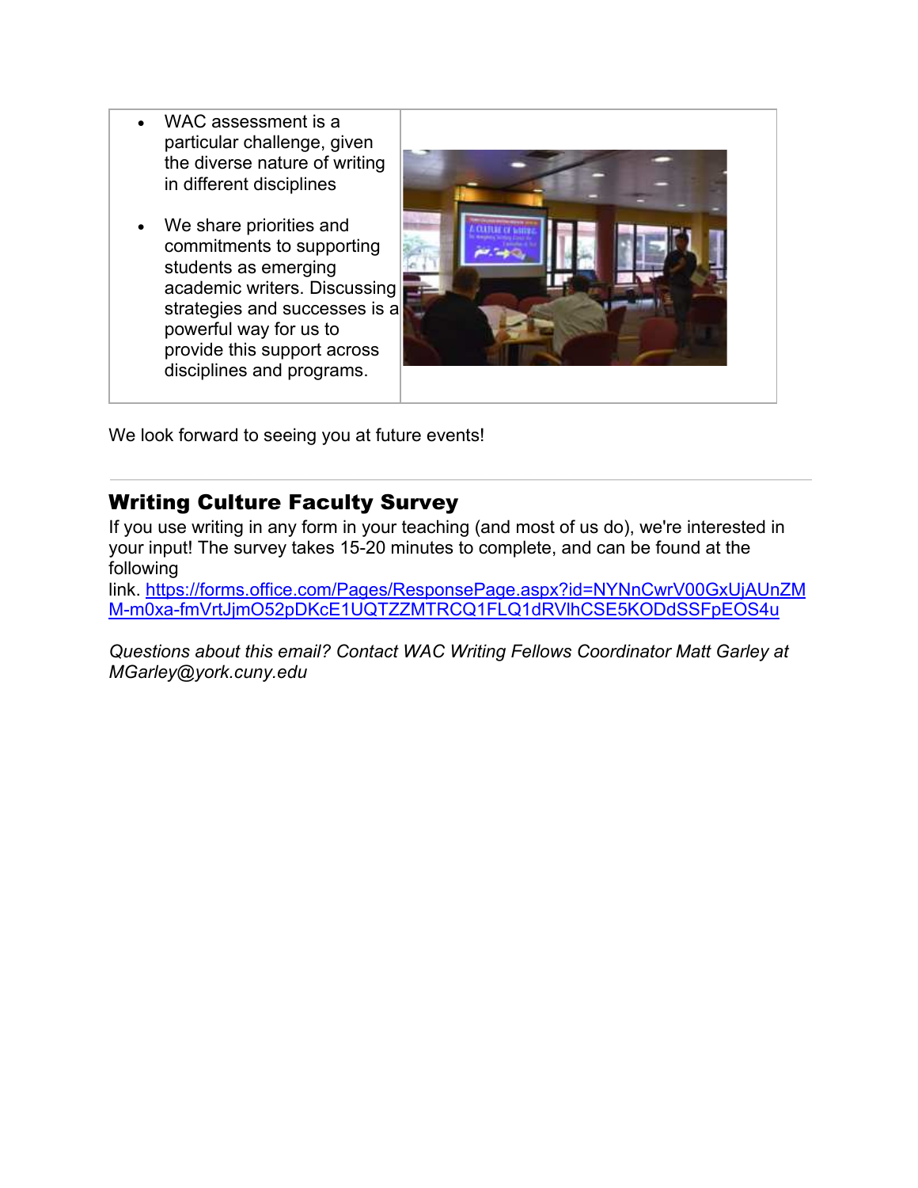- WAC assessment is a particular challenge, given the diverse nature of writing in different disciplines
- We share priorities and commitments to supporting students as emerging academic writers. Discussing strategies and successes is a powerful way for us to provide this support across disciplines and programs.

We look forward to seeing you at future events!

---

## Writing Culture Faculty Survey

If you use writing in any form in your teaching (and most of us do), we're interested in your input! The survey takes 15-20 minutes to complete, and can be found at the following link. https://forms.office.com/Pages/ResponsePage.aspx?id=NYNnCwrV00GxUjAUnZMM-m0xa-fmVrtJjmO52pDKcE1UQTZZMTRCQ1FLQ1dRVlhCSE5KODdSSFpEOS4u

*Questions about this email? Contact WAC Writing Fellows Coordinator Matt Garley at MGarley@york.cuny.edu*